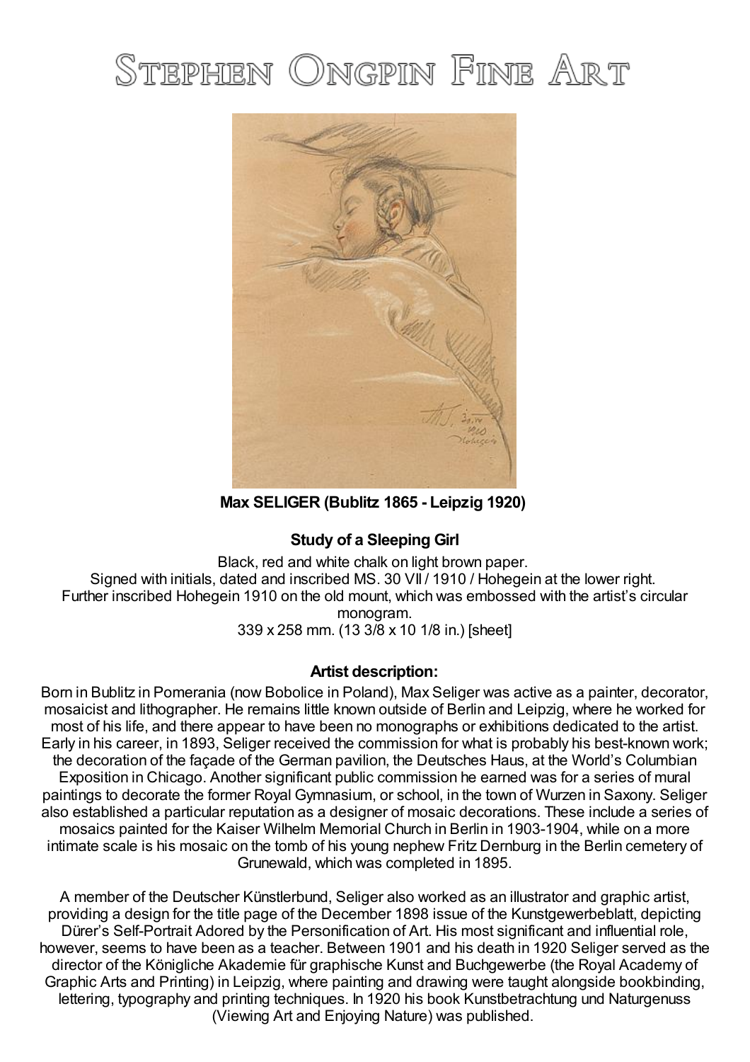# Stephen Ongpin Fine Art

**Max SELIGER (Bublitz 1865 - Leipzig 1920)**

**Study of a Sleeping Girl**

Black, red and white chalk on light brown paper.
Signed with initials, dated and inscribed MS. 30 VII / 1910 / Hohegein at the lower right.
Further inscribed Hohegein 1910 on the old mount, which was embossed with the artist's circular monogram.
339 x 258 mm. (13 3/8 x 10 1/8 in.) [sheet]

**Artist description:**

Born in Bublitz in Pomerania (now Bobolice in Poland), Max Seliger was active as a painter, decorator, mosaicist and lithographer. He remains little known outside of Berlin and Leipzig, where he worked for most of his life, and there appear to have been no monographs or exhibitions dedicated to the artist. Early in his career, in 1893, Seliger received the commission for what is probably his best-known work; the decoration of the façade of the German pavilion, the Deutsches Haus, at the World's Columbian Exposition in Chicago. Another significant public commission he earned was for a series of mural paintings to decorate the former Royal Gymnasium, or school, in the town of Wurzen in Saxony. Seliger also established a particular reputation as a designer of mosaic decorations. These include a series of mosaics painted for the Kaiser Wilhelm Memorial Church in Berlin in 1903-1904, while on a more intimate scale is his mosaic on the tomb of his young nephew Fritz Dernburg in the Berlin cemetery of Grunewald, which was completed in 1895.

A member of the Deutscher Künstlerbund, Seliger also worked as an illustrator and graphic artist, providing a design for the title page of the December 1898 issue of the Kunstgewerbeblatt, depicting Dürer's Self-Portrait Adored by the Personification of Art. His most significant and influential role, however, seems to have been as a teacher. Between 1901 and his death in 1920 Seliger served as the director of the Königliche Akademie für graphische Kunst and Buchgewerbe (the Royal Academy of Graphic Arts and Printing) in Leipzig, where painting and drawing were taught alongside bookbinding, lettering, typography and printing techniques. In 1920 his book Kunstbetrachtung und Naturgenuss (Viewing Art and Enjoying Nature) was published.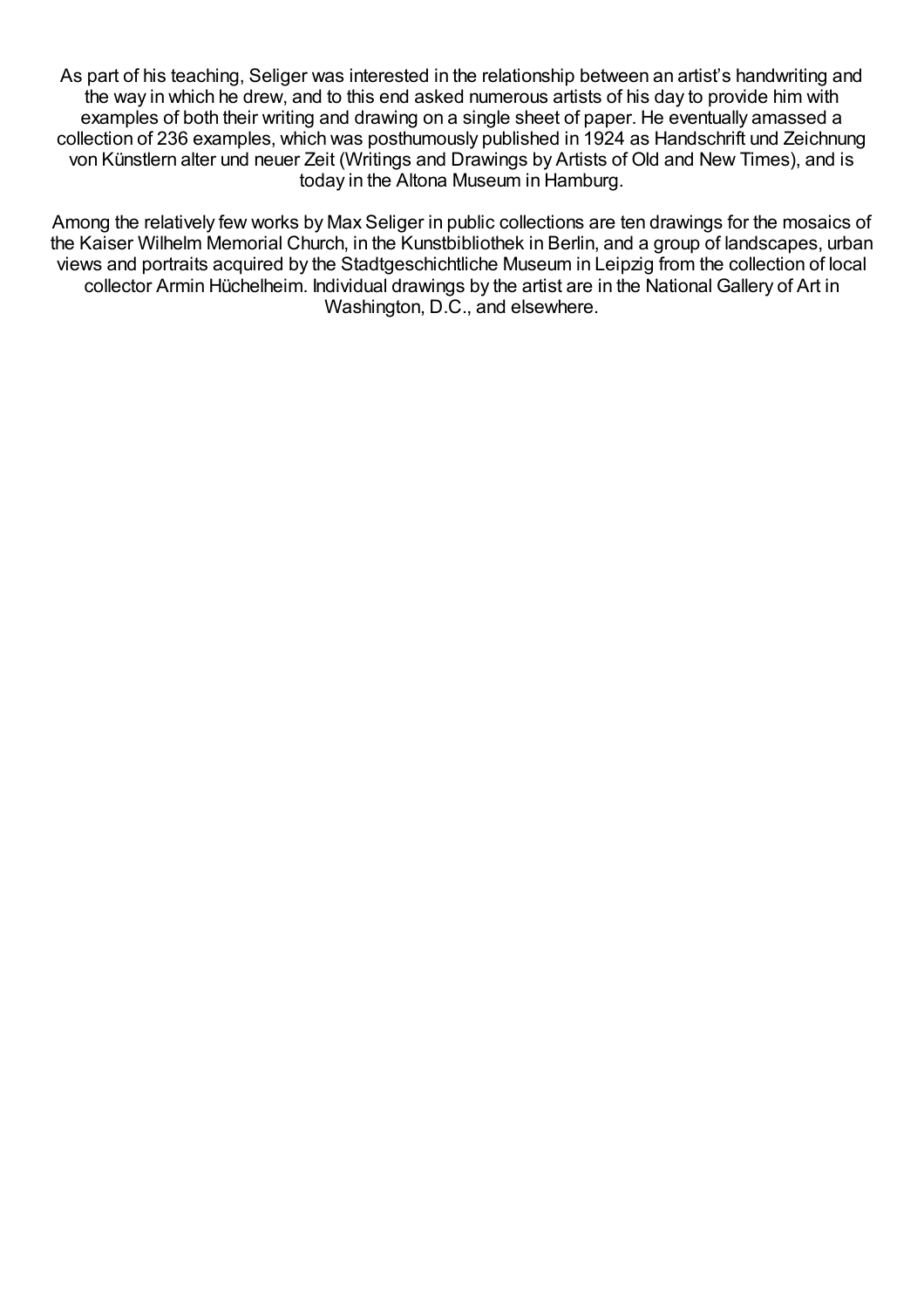As part of his teaching, Seliger was interested in the relationship between an artist's handwriting and the way in which he drew, and to this end asked numerous artists of his day to provide him with examples of both their writing and drawing on a single sheet of paper. He eventually amassed a collection of 236 examples, which was posthumously published in 1924 as Handschrift und Zeichnung von Künstlern alter und neuer Zeit (Writings and Drawings by Artists of Old and New Times), and is today in the Altona Museum in Hamburg.

Among the relatively few works by Max Seliger in public collections are ten drawings for the mosaics of the Kaiser Wilhelm Memorial Church, in the Kunstbibliothek in Berlin, and a group of landscapes, urban views and portraits acquired by the Stadtgeschichtliche Museum in Leipzig from the collection of local collector Armin Hüchelheim. Individual drawings by the artist are in the National Gallery of Art in Washington, D.C., and elsewhere.